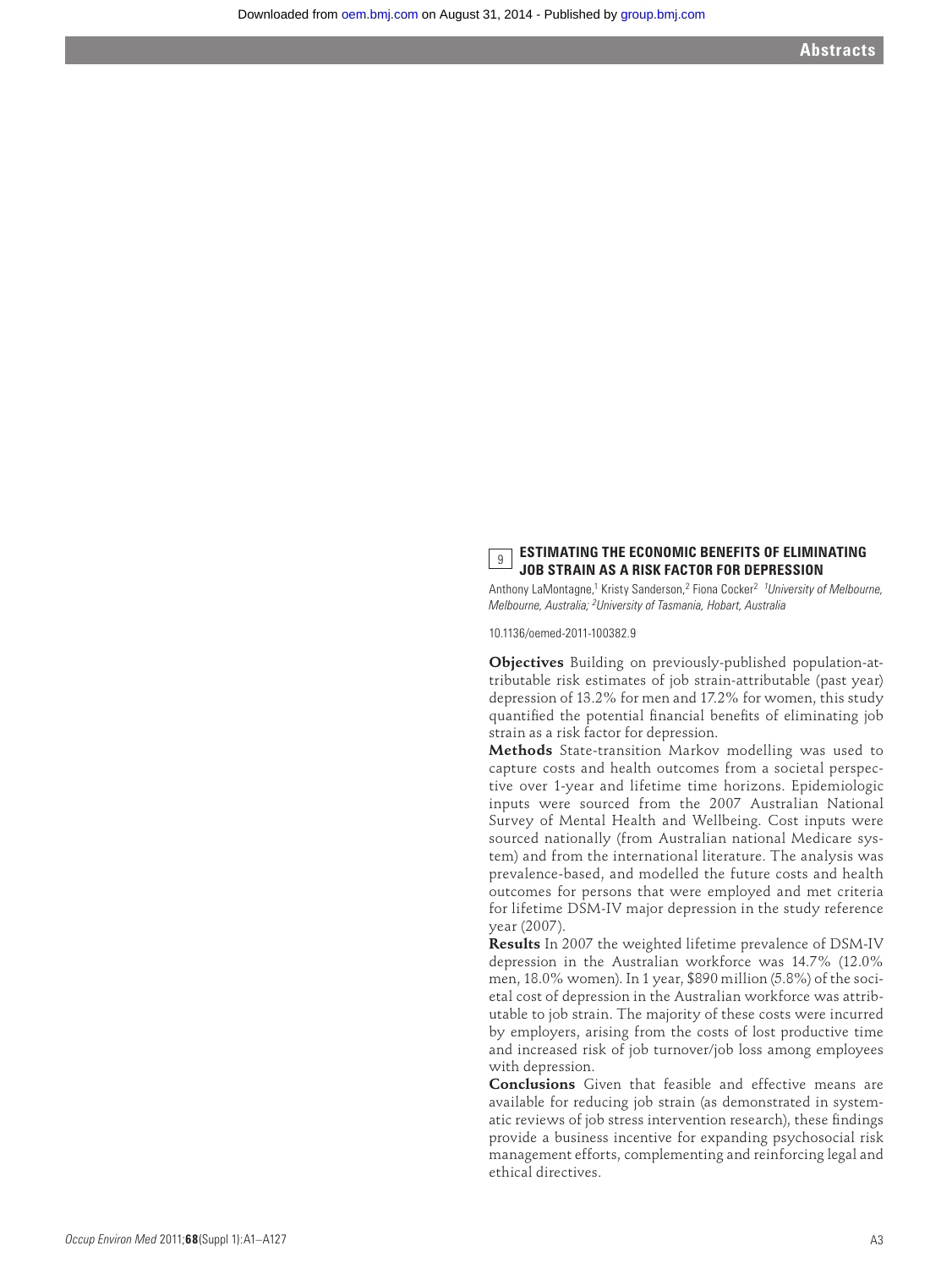## 9 ESTIMATING THE ECONOMIC BENEFITS OF ELIMINATING JOB STRAIN AS A RISK FACTOR FOR DEPRESSION

Anthony LaMontagne,[1] Kristy Sanderson,[2] Fiona Cocker[2] *[1]University of Melbourne, Melbourne, Australia; [2]University of Tasmania, Hobart, Australia*

10.1136/oemed-2011-100382.9

**Objectives** Building on previously-published population-attributable risk estimates of job strain-attributable (past year) depression of 13.2% for men and 17.2% for women, this study quantified the potential financial benefits of eliminating job strain as a risk factor for depression.

**Methods** State-transition Markov modelling was used to capture costs and health outcomes from a societal perspective over 1-year and lifetime time horizons. Epidemiologic inputs were sourced from the 2007 Australian National Survey of Mental Health and Wellbeing. Cost inputs were sourced nationally (from Australian national Medicare system) and from the international literature. The analysis was prevalence-based, and modelled the future costs and health outcomes for persons that were employed and met criteria for lifetime DSM-IV major depression in the study reference year (2007).

**Results** In 2007 the weighted lifetime prevalence of DSM-IV depression in the Australian workforce was 14.7% (12.0% men, 18.0% women). In 1 year, $890 million (5.8%) of the societal cost of depression in the Australian workforce was attributable to job strain. The majority of these costs were incurred by employers, arising from the costs of lost productive time and increased risk of job turnover/job loss among employees with depression.

**Conclusions** Given that feasible and effective means are available for reducing job strain (as demonstrated in systematic reviews of job stress intervention research), these findings provide a business incentive for expanding psychosocial risk management efforts, complementing and reinforcing legal and ethical directives.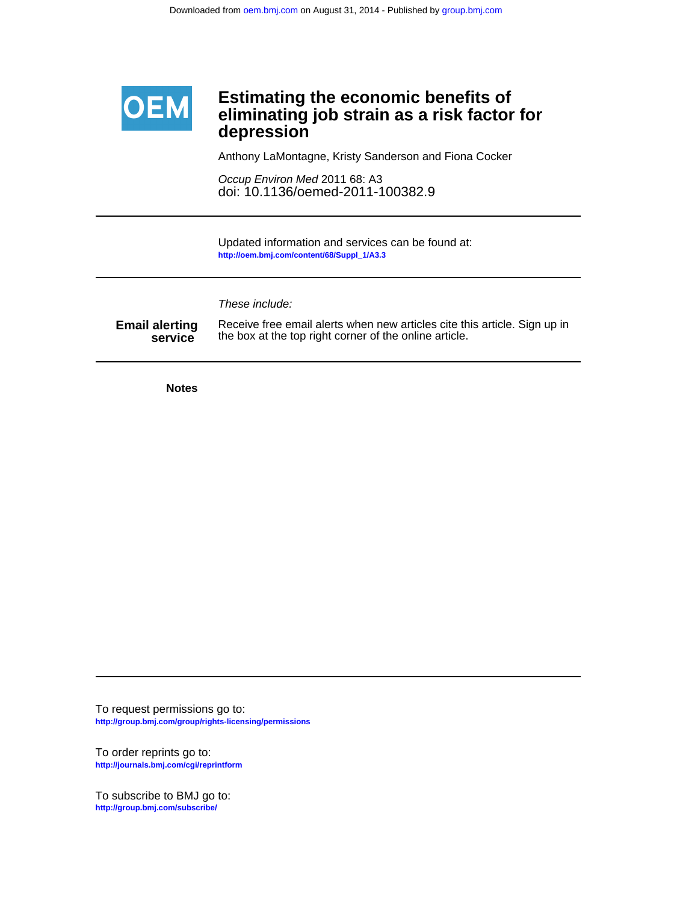OEM

# Estimating the economic benefits of eliminating job strain as a risk factor for depression

Anthony LaMontagne, Kristy Sanderson and Fiona Cocker

*Occup Environ Med* 2011 68: A3
doi: 10.1136/oemed-2011-100382.9

Updated information and services can be found at:
http://oem.bmj.com/content/68/Suppl_1/A3.3

*These include:*

**Email alerting service**

Receive free email alerts when new articles cite this article. Sign up in the box at the top right corner of the online article.

**Notes**

To request permissions go to:
http://group.bmj.com/group/rights-licensing/permissions

To order reprints go to:
http://journals.bmj.com/cgi/reprintform

To subscribe to BMJ go to:
http://group.bmj.com/subscribe/